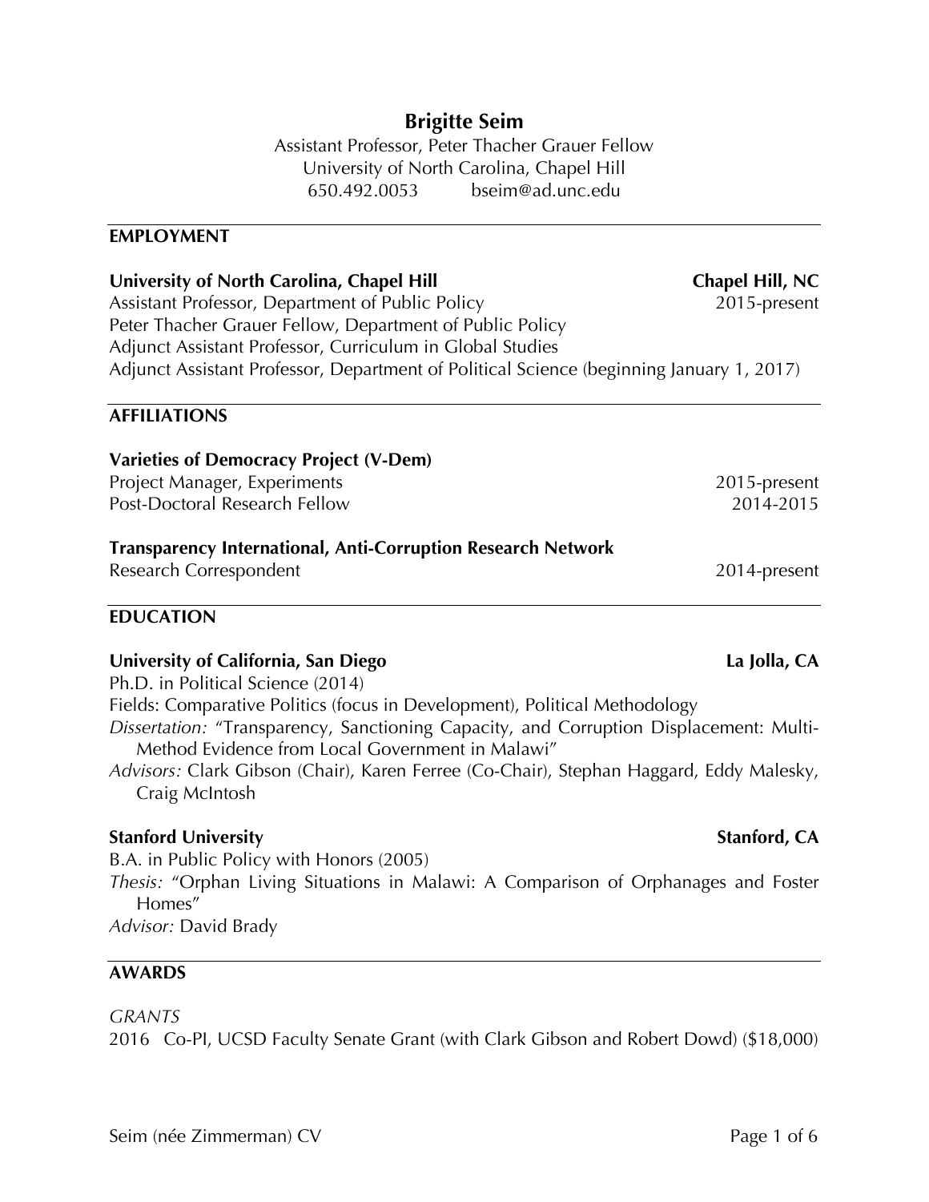# Brigitte Seim

Assistant Professor, Peter Thacher Grauer Fellow
University of North Carolina, Chapel Hill
650.492.0053 bseim@ad.unc.edu

## EMPLOYMENT

**University of North Carolina, Chapel Hill** **Chapel Hill, NC**
Assistant Professor, Department of Public Policy 2015-present
Peter Thacher Grauer Fellow, Department of Public Policy
Adjunct Assistant Professor, Curriculum in Global Studies
Adjunct Assistant Professor, Department of Political Science (beginning January 1, 2017)

## AFFILIATIONS

**Varieties of Democracy Project (V-Dem)**
Project Manager, Experiments 2015-present
Post-Doctoral Research Fellow 2014-2015

**Transparency International, Anti-Corruption Research Network**
Research Correspondent 2014-present

## EDUCATION

**University of California, San Diego** **La Jolla, CA**
Ph.D. in Political Science (2014)
Fields: Comparative Politics (focus in Development), Political Methodology
*Dissertation:* "Transparency, Sanctioning Capacity, and Corruption Displacement: Multi-Method Evidence from Local Government in Malawi"
*Advisors:* Clark Gibson (Chair), Karen Ferree (Co-Chair), Stephan Haggard, Eddy Malesky, Craig McIntosh

**Stanford University** **Stanford, CA**
B.A. in Public Policy with Honors (2005)
*Thesis:* "Orphan Living Situations in Malawi: A Comparison of Orphanages and Foster Homes"
*Advisor:* David Brady

## AWARDS

*GRANTS*

2016 Co-PI, UCSD Faculty Senate Grant (with Clark Gibson and Robert Dowd) ($18,000)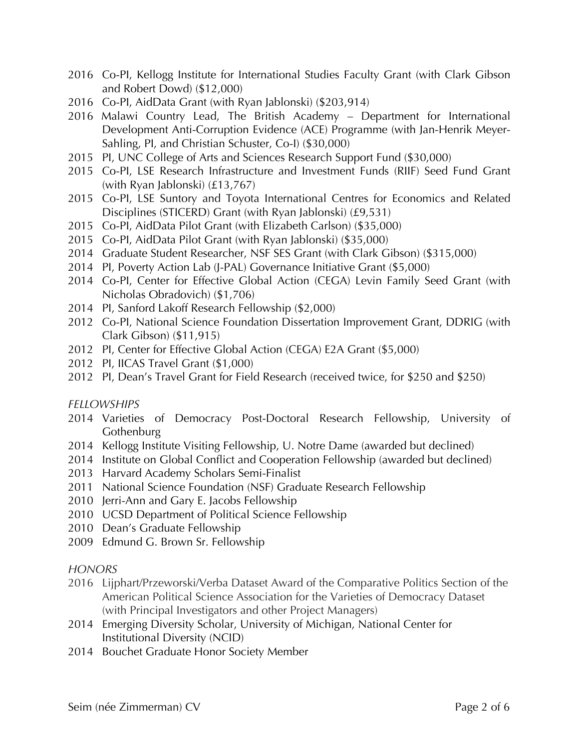- 2016 Co-PI, Kellogg Institute for International Studies Faculty Grant (with Clark Gibson and Robert Dowd) ($12,000)
- 2016 Co-PI, AidData Grant (with Ryan Jablonski) ($203,914)
- 2016 Malawi Country Lead, The British Academy – Department for International Development Anti-Corruption Evidence (ACE) Programme (with Jan-Henrik Meyer-Sahling, PI, and Christian Schuster, Co-I) ($30,000)
- 2015 PI, UNC College of Arts and Sciences Research Support Fund ($30,000)
- 2015 Co-PI, LSE Research Infrastructure and Investment Funds (RIIF) Seed Fund Grant (with Ryan Jablonski) (£13,767)
- 2015 Co-PI, LSE Suntory and Toyota International Centres for Economics and Related Disciplines (STICERD) Grant (with Ryan Jablonski) (£9,531)
- 2015 Co-PI, AidData Pilot Grant (with Elizabeth Carlson) ($35,000)
- 2015 Co-PI, AidData Pilot Grant (with Ryan Jablonski) ($35,000)
- 2014 Graduate Student Researcher, NSF SES Grant (with Clark Gibson) ($315,000)
- 2014 PI, Poverty Action Lab (J-PAL) Governance Initiative Grant ($5,000)
- 2014 Co-PI, Center for Effective Global Action (CEGA) Levin Family Seed Grant (with Nicholas Obradovich) ($1,706)
- 2014 PI, Sanford Lakoff Research Fellowship ($2,000)
- 2012 Co-PI, National Science Foundation Dissertation Improvement Grant, DDRIG (with Clark Gibson) ($11,915)
- 2012 PI, Center for Effective Global Action (CEGA) E2A Grant ($5,000)
- 2012 PI, IICAS Travel Grant ($1,000)
- 2012 PI, Dean's Travel Grant for Field Research (received twice, for $250 and $250)

*FELLOWSHIPS*

- 2014 Varieties of Democracy Post-Doctoral Research Fellowship, University of Gothenburg
- 2014 Kellogg Institute Visiting Fellowship, U. Notre Dame (awarded but declined)
- 2014 Institute on Global Conflict and Cooperation Fellowship (awarded but declined)
- 2013 Harvard Academy Scholars Semi-Finalist
- 2011 National Science Foundation (NSF) Graduate Research Fellowship
- 2010 Jerri-Ann and Gary E. Jacobs Fellowship
- 2010 UCSD Department of Political Science Fellowship
- 2010 Dean's Graduate Fellowship
- 2009 Edmund G. Brown Sr. Fellowship

*HONORS*

- 2016 Lijphart/Przeworski/Verba Dataset Award of the Comparative Politics Section of the American Political Science Association for the Varieties of Democracy Dataset (with Principal Investigators and other Project Managers)
- 2014 Emerging Diversity Scholar, University of Michigan, National Center for Institutional Diversity (NCID)
- 2014 Bouchet Graduate Honor Society Member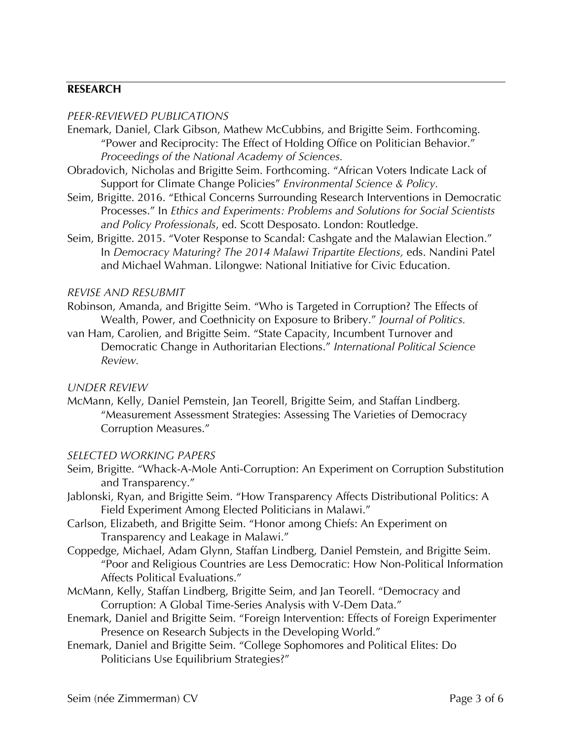## RESEARCH

*PEER-REVIEWED PUBLICATIONS*

Enemark, Daniel, Clark Gibson, Mathew McCubbins, and Brigitte Seim. Forthcoming. "Power and Reciprocity: The Effect of Holding Office on Politician Behavior." *Proceedings of the National Academy of Sciences.*

Obradovich, Nicholas and Brigitte Seim. Forthcoming. "African Voters Indicate Lack of Support for Climate Change Policies" *Environmental Science & Policy.*

Seim, Brigitte. 2016. "Ethical Concerns Surrounding Research Interventions in Democratic Processes." In *Ethics and Experiments: Problems and Solutions for Social Scientists and Policy Professionals*, ed. Scott Desposato. London: Routledge.

Seim, Brigitte. 2015. "Voter Response to Scandal: Cashgate and the Malawian Election." In *Democracy Maturing? The 2014 Malawi Tripartite Elections,* eds. Nandini Patel and Michael Wahman. Lilongwe: National Initiative for Civic Education.

*REVISE AND RESUBMIT*

Robinson, Amanda, and Brigitte Seim. "Who is Targeted in Corruption? The Effects of Wealth, Power, and Coethnicity on Exposure to Bribery." *Journal of Politics.*

van Ham, Carolien, and Brigitte Seim. "State Capacity, Incumbent Turnover and Democratic Change in Authoritarian Elections." *International Political Science Review.*

*UNDER REVIEW*

McMann, Kelly, Daniel Pemstein, Jan Teorell, Brigitte Seim, and Staffan Lindberg. "Measurement Assessment Strategies: Assessing The Varieties of Democracy Corruption Measures."

*SELECTED WORKING PAPERS*

Seim, Brigitte. "Whack-A-Mole Anti-Corruption: An Experiment on Corruption Substitution and Transparency."

Jablonski, Ryan, and Brigitte Seim. "How Transparency Affects Distributional Politics: A Field Experiment Among Elected Politicians in Malawi."

Carlson, Elizabeth, and Brigitte Seim. "Honor among Chiefs: An Experiment on Transparency and Leakage in Malawi."

Coppedge, Michael, Adam Glynn, Staffan Lindberg, Daniel Pemstein, and Brigitte Seim. "Poor and Religious Countries are Less Democratic: How Non-Political Information Affects Political Evaluations."

McMann, Kelly, Staffan Lindberg, Brigitte Seim, and Jan Teorell. "Democracy and Corruption: A Global Time-Series Analysis with V-Dem Data."

Enemark, Daniel and Brigitte Seim. "Foreign Intervention: Effects of Foreign Experimenter Presence on Research Subjects in the Developing World."

Enemark, Daniel and Brigitte Seim. "College Sophomores and Political Elites: Do Politicians Use Equilibrium Strategies?"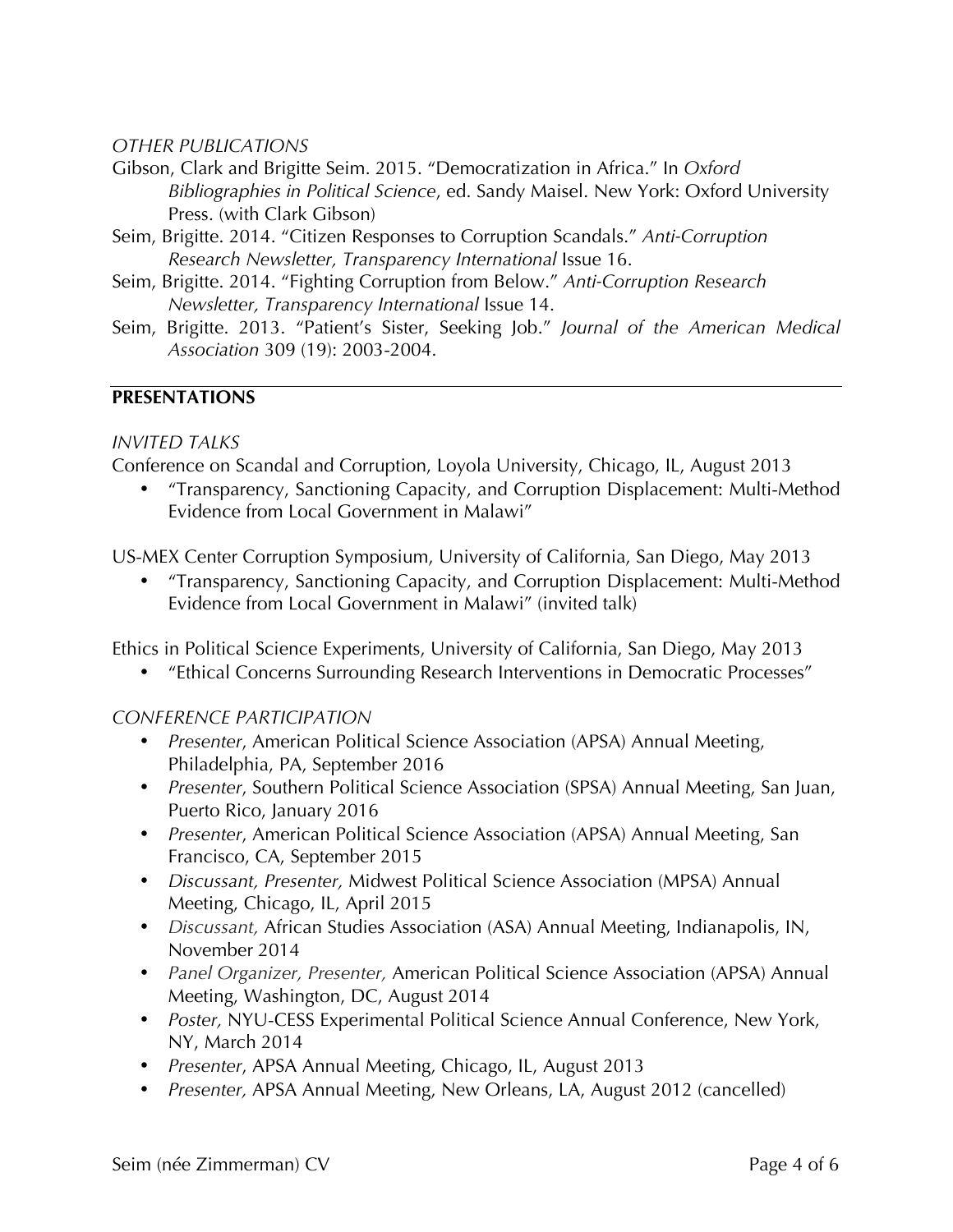*OTHER PUBLICATIONS*

Gibson, Clark and Brigitte Seim. 2015. "Democratization in Africa." In *Oxford Bibliographies in Political Science*, ed. Sandy Maisel. New York: Oxford University Press. (with Clark Gibson)

Seim, Brigitte. 2014. "Citizen Responses to Corruption Scandals." *Anti-Corruption Research Newsletter, Transparency International* Issue 16.

Seim, Brigitte. 2014. "Fighting Corruption from Below." *Anti-Corruption Research Newsletter, Transparency International* Issue 14.

Seim, Brigitte. 2013. "Patient's Sister, Seeking Job." *Journal of the American Medical Association* 309 (19): 2003-2004.

## PRESENTATIONS

*INVITED TALKS*

Conference on Scandal and Corruption, Loyola University, Chicago, IL, August 2013

- "Transparency, Sanctioning Capacity, and Corruption Displacement: Multi-Method Evidence from Local Government in Malawi"

US-MEX Center Corruption Symposium, University of California, San Diego, May 2013

- "Transparency, Sanctioning Capacity, and Corruption Displacement: Multi-Method Evidence from Local Government in Malawi" (invited talk)

Ethics in Political Science Experiments, University of California, San Diego, May 2013

- "Ethical Concerns Surrounding Research Interventions in Democratic Processes"

*CONFERENCE PARTICIPATION*

- *Presenter*, American Political Science Association (APSA) Annual Meeting, Philadelphia, PA, September 2016
- *Presenter*, Southern Political Science Association (SPSA) Annual Meeting, San Juan, Puerto Rico, January 2016
- *Presenter*, American Political Science Association (APSA) Annual Meeting, San Francisco, CA, September 2015
- *Discussant, Presenter,* Midwest Political Science Association (MPSA) Annual Meeting, Chicago, IL, April 2015
- *Discussant,* African Studies Association (ASA) Annual Meeting, Indianapolis, IN, November 2014
- *Panel Organizer, Presenter,* American Political Science Association (APSA) Annual Meeting, Washington, DC, August 2014
- *Poster,* NYU-CESS Experimental Political Science Annual Conference, New York, NY, March 2014
- *Presenter*, APSA Annual Meeting, Chicago, IL, August 2013
- *Presenter,* APSA Annual Meeting, New Orleans, LA, August 2012 (cancelled)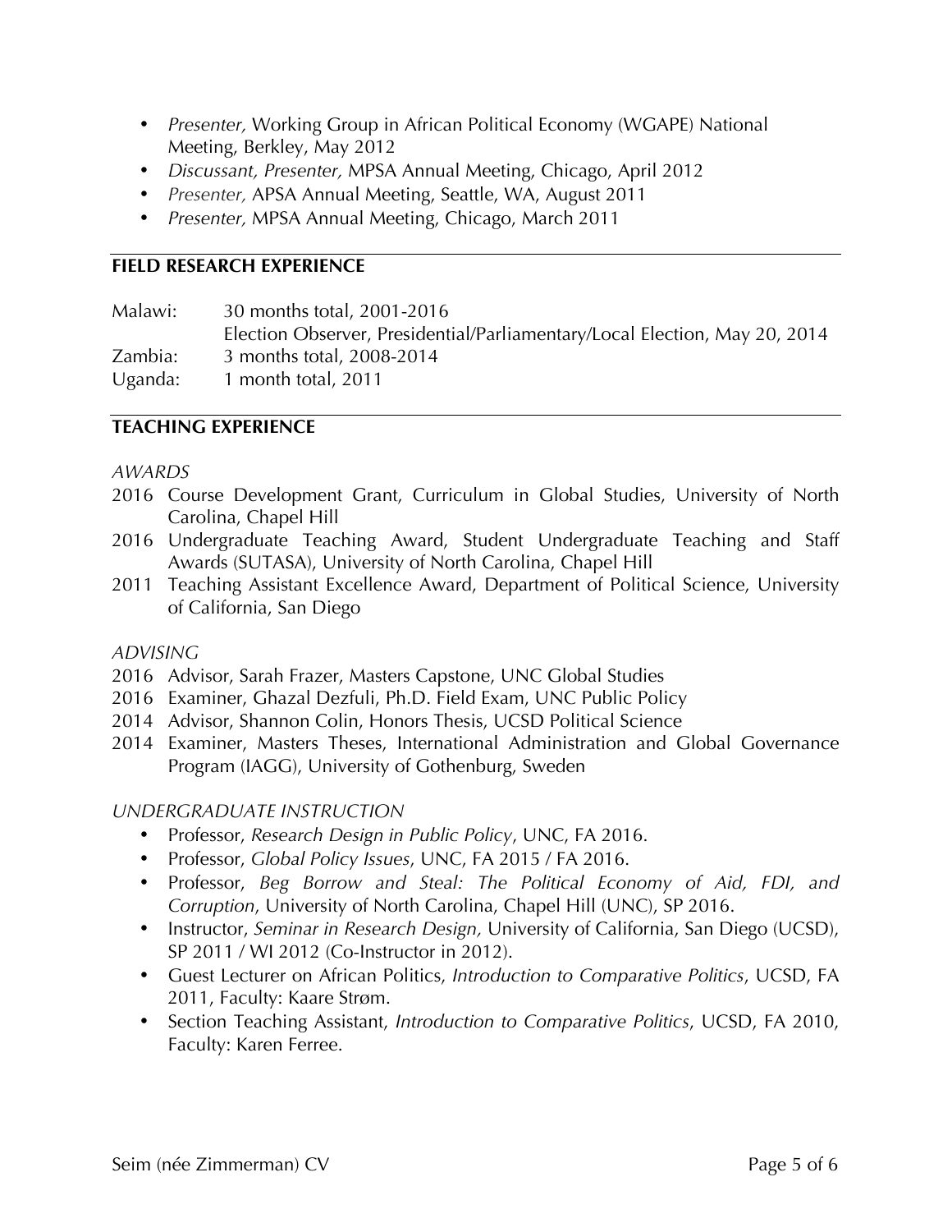- *Presenter,* Working Group in African Political Economy (WGAPE) National Meeting, Berkley, May 2012
- *Discussant, Presenter,* MPSA Annual Meeting, Chicago, April 2012
- *Presenter,* APSA Annual Meeting, Seattle, WA, August 2011
- *Presenter,* MPSA Annual Meeting, Chicago, March 2011

## FIELD RESEARCH EXPERIENCE

Malawi: 30 months total, 2001-2016
Election Observer, Presidential/Parliamentary/Local Election, May 20, 2014
Zambia: 3 months total, 2008-2014
Uganda: 1 month total, 2011

## TEACHING EXPERIENCE

*AWARDS*

2016 Course Development Grant, Curriculum in Global Studies, University of North Carolina, Chapel Hill
2016 Undergraduate Teaching Award, Student Undergraduate Teaching and Staff Awards (SUTASA), University of North Carolina, Chapel Hill
2011 Teaching Assistant Excellence Award, Department of Political Science, University of California, San Diego

*ADVISING*

2016 Advisor, Sarah Frazer, Masters Capstone, UNC Global Studies
2016 Examiner, Ghazal Dezfuli, Ph.D. Field Exam, UNC Public Policy
2014 Advisor, Shannon Colin, Honors Thesis, UCSD Political Science
2014 Examiner, Masters Theses, International Administration and Global Governance Program (IAGG), University of Gothenburg, Sweden

*UNDERGRADUATE INSTRUCTION*

- Professor, *Research Design in Public Policy*, UNC, FA 2016.
- Professor, *Global Policy Issues*, UNC, FA 2015 / FA 2016.
- Professor, *Beg Borrow and Steal: The Political Economy of Aid, FDI, and Corruption*, University of North Carolina, Chapel Hill (UNC), SP 2016.
- Instructor, *Seminar in Research Design,* University of California, San Diego (UCSD), SP 2011 / WI 2012 (Co-Instructor in 2012).
- Guest Lecturer on African Politics, *Introduction to Comparative Politics*, UCSD, FA 2011, Faculty: Kaare Strøm.
- Section Teaching Assistant, *Introduction to Comparative Politics*, UCSD, FA 2010, Faculty: Karen Ferree.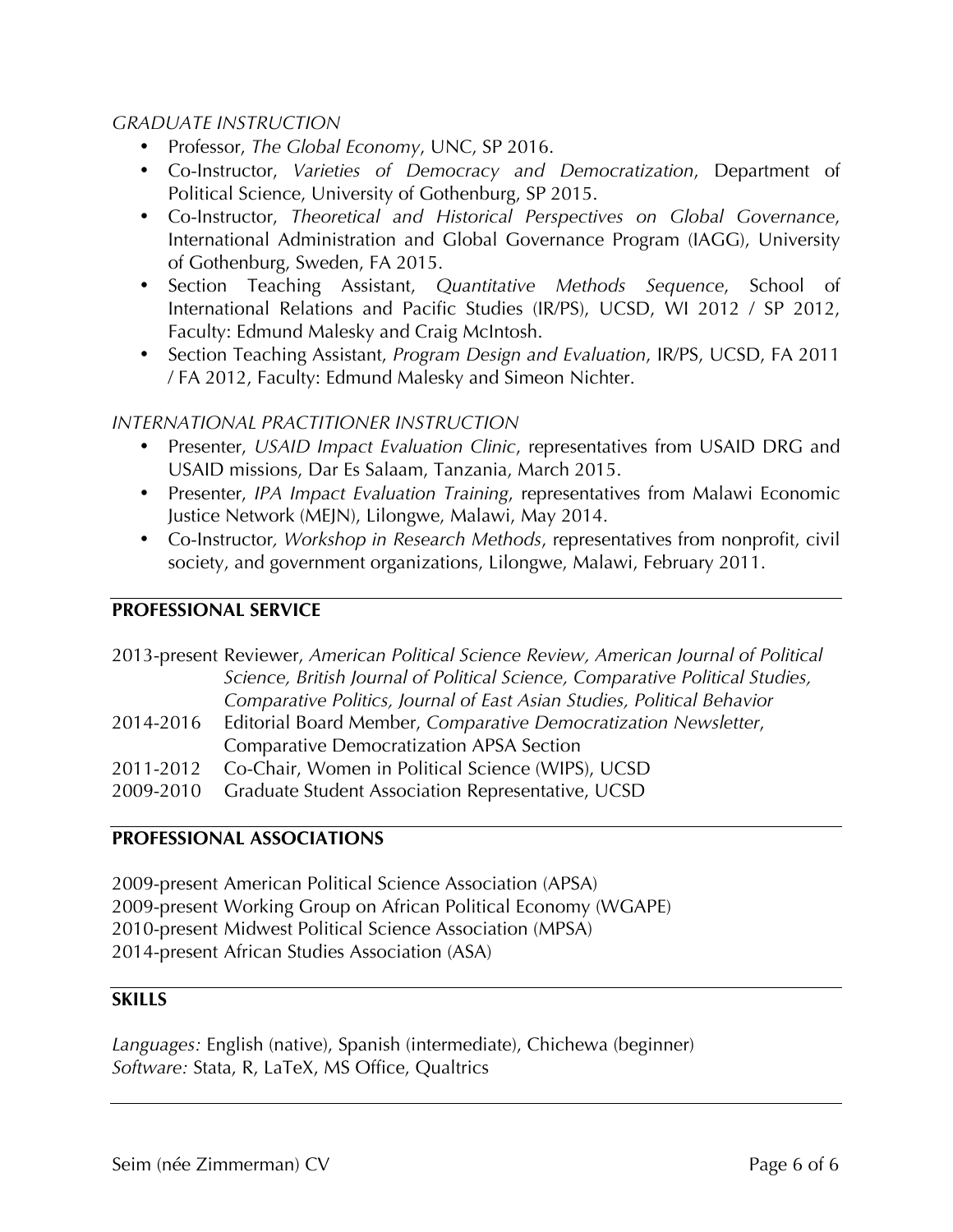*GRADUATE INSTRUCTION*

- Professor, *The Global Economy*, UNC, SP 2016.
- Co-Instructor, *Varieties of Democracy and Democratization*, Department of Political Science, University of Gothenburg, SP 2015.
- Co-Instructor, *Theoretical and Historical Perspectives on Global Governance*, International Administration and Global Governance Program (IAGG), University of Gothenburg, Sweden, FA 2015.
- Section Teaching Assistant, *Quantitative Methods Sequence*, School of International Relations and Pacific Studies (IR/PS), UCSD, WI 2012 / SP 2012, Faculty: Edmund Malesky and Craig McIntosh.
- Section Teaching Assistant, *Program Design and Evaluation*, IR/PS, UCSD, FA 2011 / FA 2012, Faculty: Edmund Malesky and Simeon Nichter.

*INTERNATIONAL PRACTITIONER INSTRUCTION*

- Presenter, *USAID Impact Evaluation Clinic*, representatives from USAID DRG and USAID missions, Dar Es Salaam, Tanzania, March 2015.
- Presenter, *IPA Impact Evaluation Training*, representatives from Malawi Economic Justice Network (MEJN), Lilongwe, Malawi, May 2014.
- Co-Instructor, *Workshop in Research Methods*, representatives from nonprofit, civil society, and government organizations, Lilongwe, Malawi, February 2011.

## PROFESSIONAL SERVICE

2013-present Reviewer, *American Political Science Review, American Journal of Political Science, British Journal of Political Science, Comparative Political Studies, Comparative Politics, Journal of East Asian Studies, Political Behavior*

2014-2016 Editorial Board Member, *Comparative Democratization Newsletter*, Comparative Democratization APSA Section

2011-2012 Co-Chair, Women in Political Science (WIPS), UCSD

2009-2010 Graduate Student Association Representative, UCSD

## PROFESSIONAL ASSOCIATIONS

2009-present American Political Science Association (APSA)

2009-present Working Group on African Political Economy (WGAPE)

2010-present Midwest Political Science Association (MPSA)

2014-present African Studies Association (ASA)

## SKILLS

*Languages:* English (native), Spanish (intermediate), Chichewa (beginner)

*Software:* Stata, R, LaTeX, MS Office, Qualtrics